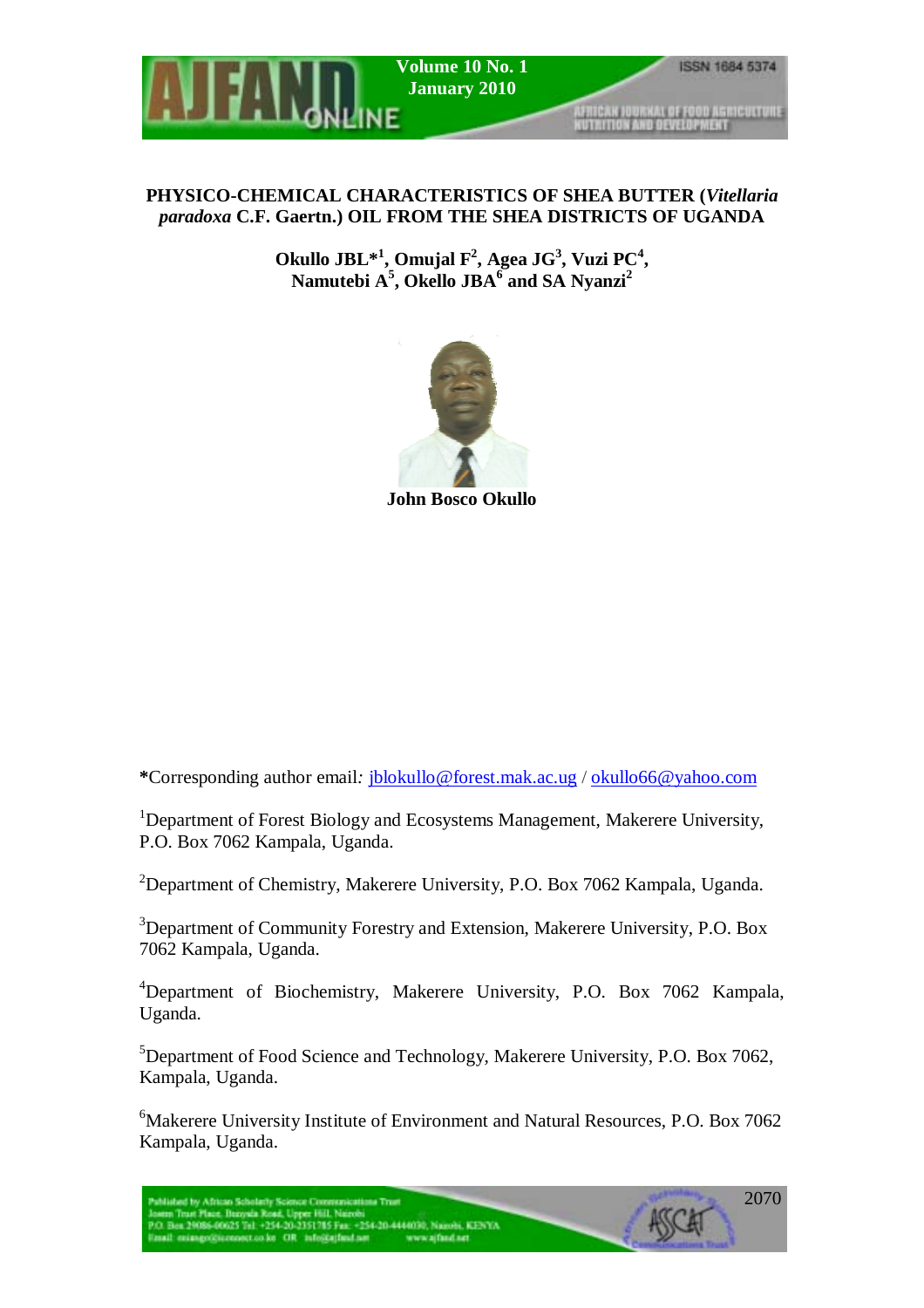# PHYSICO-CHEMICAL CHARACTERISTICS OF SHEA BUTTER (*Vitellaria paradoxa* C.F. Gaertn.) OIL FROM THE SHEA DISTRICTS OF UGANDA

**Okullo JBL*[1], Omujal F[2], Agea JG[3], Vuzi PC[4], Namutebi A[5], Okello JBA[6] and SA Nyanzi[2]**

**John Bosco Okullo**

***Corresponding author email:** jblokullo@forest.mak.ac.ug / okullo66@yahoo.com

[1]Department of Forest Biology and Ecosystems Management, Makerere University, P.O. Box 7062 Kampala, Uganda.

[2]Department of Chemistry, Makerere University, P.O. Box 7062 Kampala, Uganda.

[3]Department of Community Forestry and Extension, Makerere University, P.O. Box 7062 Kampala, Uganda.

[4]Department of Biochemistry, Makerere University, P.O. Box 7062 Kampala, Uganda.

[5]Department of Food Science and Technology, Makerere University, P.O. Box 7062, Kampala, Uganda.

[6]Makerere University Institute of Environment and Natural Resources, P.O. Box 7062 Kampala, Uganda.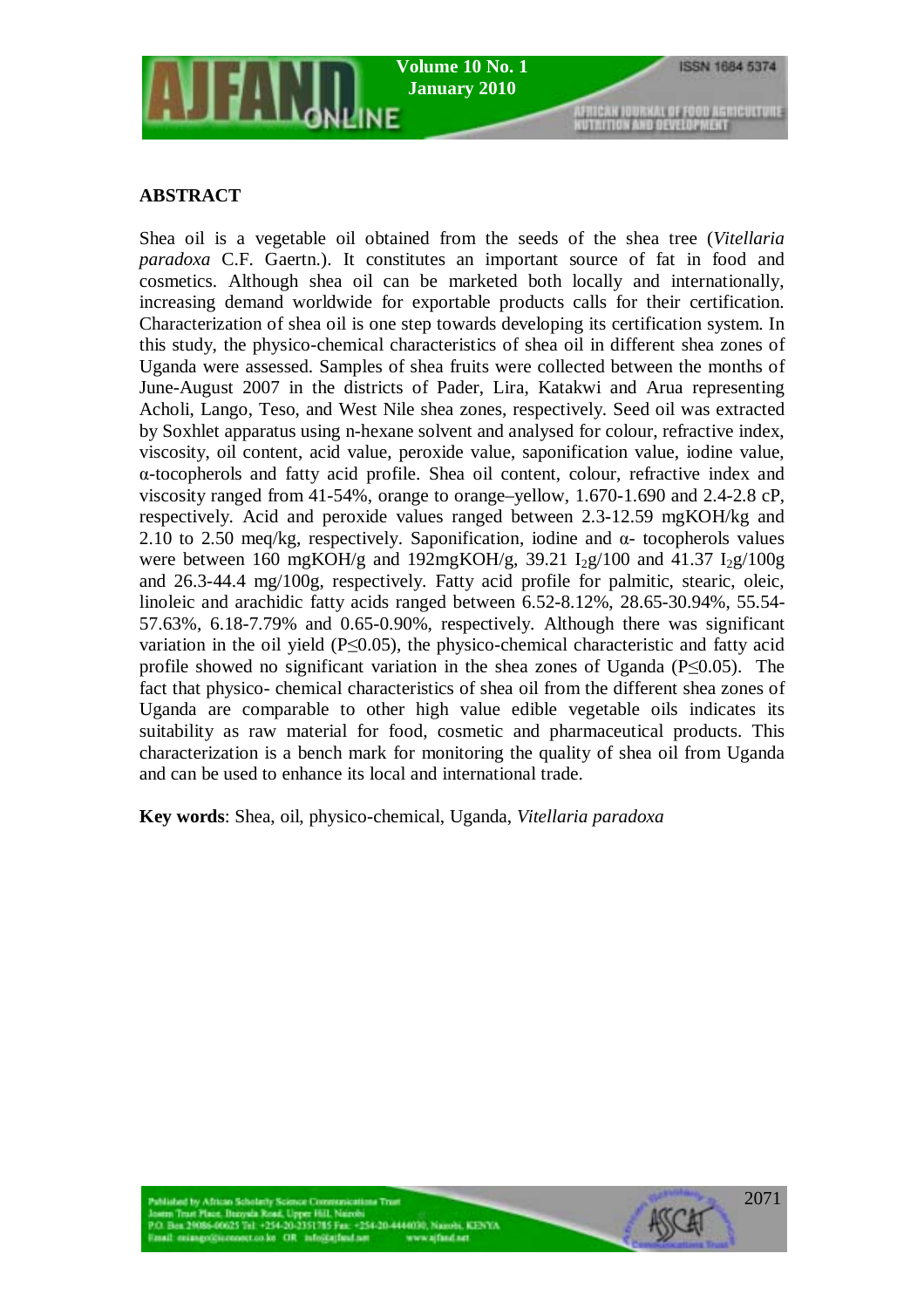## ABSTRACT

Shea oil is a vegetable oil obtained from the seeds of the shea tree (*Vitellaria paradoxa* C.F. Gaertn.). It constitutes an important source of fat in food and cosmetics. Although shea oil can be marketed both locally and internationally, increasing demand worldwide for exportable products calls for their certification. Characterization of shea oil is one step towards developing its certification system. In this study, the physico-chemical characteristics of shea oil in different shea zones of Uganda were assessed. Samples of shea fruits were collected between the months of June-August 2007 in the districts of Pader, Lira, Katakwi and Arua representing Acholi, Lango, Teso, and West Nile shea zones, respectively. Seed oil was extracted by Soxhlet apparatus using n-hexane solvent and analysed for colour, refractive index, viscosity, oil content, acid value, peroxide value, saponification value, iodine value, α-tocopherols and fatty acid profile. Shea oil content, colour, refractive index and viscosity ranged from 41-54%, orange to orange–yellow, 1.670-1.690 and 2.4-2.8 cP, respectively. Acid and peroxide values ranged between 2.3-12.59 mgKOH/kg and 2.10 to 2.50 meq/kg, respectively. Saponification, iodine and α- tocopherols values were between 160 mgKOH/g and 192mgKOH/g, 39.21 $I_2$g/100 and 41.37 $I_2$g/100g and 26.3-44.4 mg/100g, respectively. Fatty acid profile for palmitic, stearic, oleic, linoleic and arachidic fatty acids ranged between 6.52-8.12%, 28.65-30.94%, 55.54-57.63%, 6.18-7.79% and 0.65-0.90%, respectively. Although there was significant variation in the oil yield ($P \leq 0.05$), the physico-chemical characteristic and fatty acid profile showed no significant variation in the shea zones of Uganda ($P \leq 0.05$). The fact that physico- chemical characteristics of shea oil from the different shea zones of Uganda are comparable to other high value edible vegetable oils indicates its suitability as raw material for food, cosmetic and pharmaceutical products. This characterization is a bench mark for monitoring the quality of shea oil from Uganda and can be used to enhance its local and international trade.

**Key words**: Shea, oil, physico-chemical, Uganda, *Vitellaria paradoxa*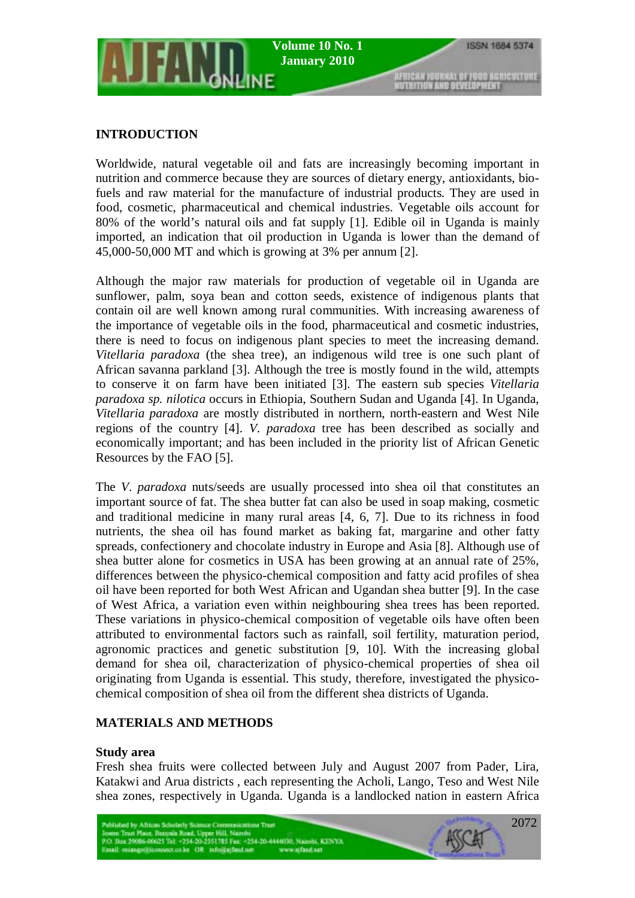## INTRODUCTION

Worldwide, natural vegetable oil and fats are increasingly becoming important in nutrition and commerce because they are sources of dietary energy, antioxidants, bio-fuels and raw material for the manufacture of industrial products. They are used in food, cosmetic, pharmaceutical and chemical industries. Vegetable oils account for 80% of the world's natural oils and fat supply [1]. Edible oil in Uganda is mainly imported, an indication that oil production in Uganda is lower than the demand of 45,000-50,000 MT and which is growing at 3% per annum [2].

Although the major raw materials for production of vegetable oil in Uganda are sunflower, palm, soya bean and cotton seeds, existence of indigenous plants that contain oil are well known among rural communities. With increasing awareness of the importance of vegetable oils in the food, pharmaceutical and cosmetic industries, there is need to focus on indigenous plant species to meet the increasing demand. *Vitellaria paradoxa* (the shea tree), an indigenous wild tree is one such plant of African savanna parkland [3]. Although the tree is mostly found in the wild, attempts to conserve it on farm have been initiated [3]. The eastern sub species *Vitellaria paradoxa sp. nilotica* occurs in Ethiopia, Southern Sudan and Uganda [4]. In Uganda, *Vitellaria paradoxa* are mostly distributed in northern, north-eastern and West Nile regions of the country [4]. *V. paradoxa* tree has been described as socially and economically important; and has been included in the priority list of African Genetic Resources by the FAO [5].

The *V. paradoxa* nuts/seeds are usually processed into shea oil that constitutes an important source of fat. The shea butter fat can also be used in soap making, cosmetic and traditional medicine in many rural areas [4, 6, 7]. Due to its richness in food nutrients, the shea oil has found market as baking fat, margarine and other fatty spreads, confectionery and chocolate industry in Europe and Asia [8]. Although use of shea butter alone for cosmetics in USA has been growing at an annual rate of 25%, differences between the physico-chemical composition and fatty acid profiles of shea oil have been reported for both West African and Ugandan shea butter [9]. In the case of West Africa, a variation even within neighbouring shea trees has been reported. These variations in physico-chemical composition of vegetable oils have often been attributed to environmental factors such as rainfall, soil fertility, maturation period, agronomic practices and genetic substitution [9, 10]. With the increasing global demand for shea oil, characterization of physico-chemical properties of shea oil originating from Uganda is essential. This study, therefore, investigated the physico-chemical composition of shea oil from the different shea districts of Uganda.

## MATERIALS AND METHODS

### Study area

Fresh shea fruits were collected between July and August 2007 from Pader, Lira, Katakwi and Arua districts , each representing the Acholi, Lango, Teso and West Nile shea zones, respectively in Uganda. Uganda is a landlocked nation in eastern Africa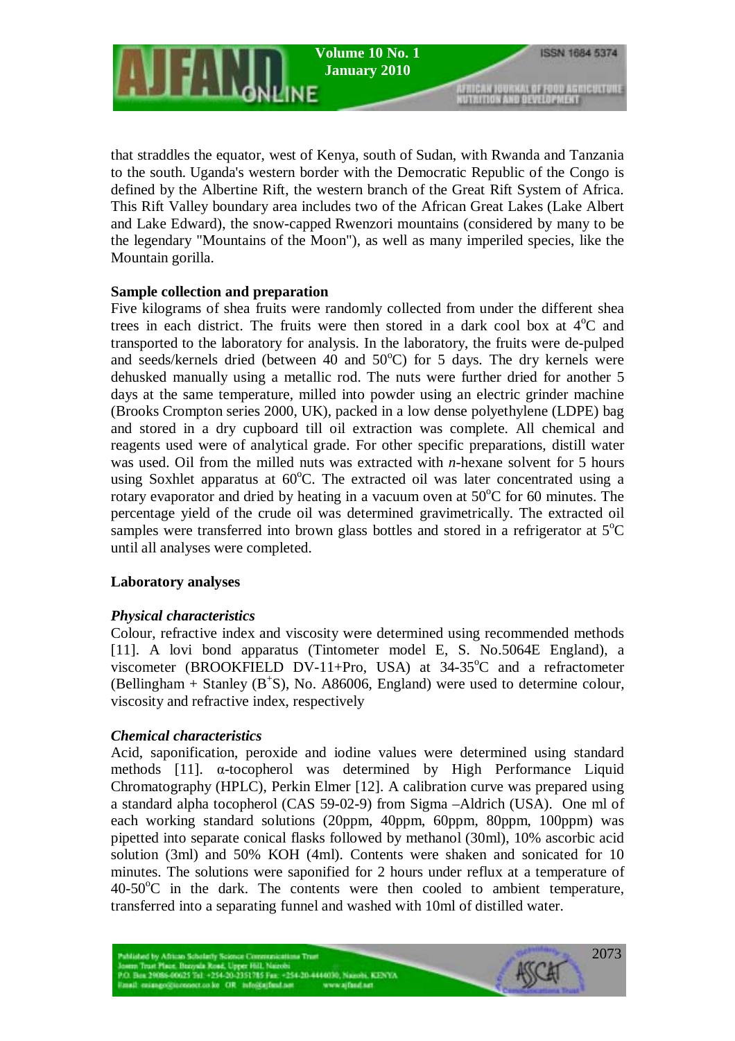that straddles the equator, west of Kenya, south of Sudan, with Rwanda and Tanzania to the south. Uganda's western border with the Democratic Republic of the Congo is defined by the Albertine Rift, the western branch of the Great Rift System of Africa. This Rift Valley boundary area includes two of the African Great Lakes (Lake Albert and Lake Edward), the snow-capped Rwenzori mountains (considered by many to be the legendary "Mountains of the Moon"), as well as many imperiled species, like the Mountain gorilla.

**Sample collection and preparation**

Five kilograms of shea fruits were randomly collected from under the different shea trees in each district. The fruits were then stored in a dark cool box at 4°C and transported to the laboratory for analysis. In the laboratory, the fruits were de-pulped and seeds/kernels dried (between 40 and 50°C) for 5 days. The dry kernels were dehusked manually using a metallic rod. The nuts were further dried for another 5 days at the same temperature, milled into powder using an electric grinder machine (Brooks Crompton series 2000, UK), packed in a low dense polyethylene (LDPE) bag and stored in a dry cupboard till oil extraction was complete. All chemical and reagents used were of analytical grade. For other specific preparations, distill water was used. Oil from the milled nuts was extracted with *n*-hexane solvent for 5 hours using Soxhlet apparatus at 60°C. The extracted oil was later concentrated using a rotary evaporator and dried by heating in a vacuum oven at 50°C for 60 minutes. The percentage yield of the crude oil was determined gravimetrically. The extracted oil samples were transferred into brown glass bottles and stored in a refrigerator at 5°C until all analyses were completed.

**Laboratory analyses**

***Physical characteristics***

Colour, refractive index and viscosity were determined using recommended methods [11]. A lovi bond apparatus (Tintometer model E, S. No.5064E England), a viscometer (BROOKFIELD DV-11+Pro, USA) at 34-35°C and a refractometer (Bellingham + Stanley ($B^+S$), No. A86006, England) were used to determine colour, viscosity and refractive index, respectively

***Chemical characteristics***

Acid, saponification, peroxide and iodine values were determined using standard methods [11]. α-tocopherol was determined by High Performance Liquid Chromatography (HPLC), Perkin Elmer [12]. A calibration curve was prepared using a standard alpha tocopherol (CAS 59-02-9) from Sigma –Aldrich (USA). One ml of each working standard solutions (20ppm, 40ppm, 60ppm, 80ppm, 100ppm) was pipetted into separate conical flasks followed by methanol (30ml), 10% ascorbic acid solution (3ml) and 50% KOH (4ml). Contents were shaken and sonicated for 10 minutes. The solutions were saponified for 2 hours under reflux at a temperature of 40-50°C in the dark. The contents were then cooled to ambient temperature, transferred into a separating funnel and washed with 10ml of distilled water.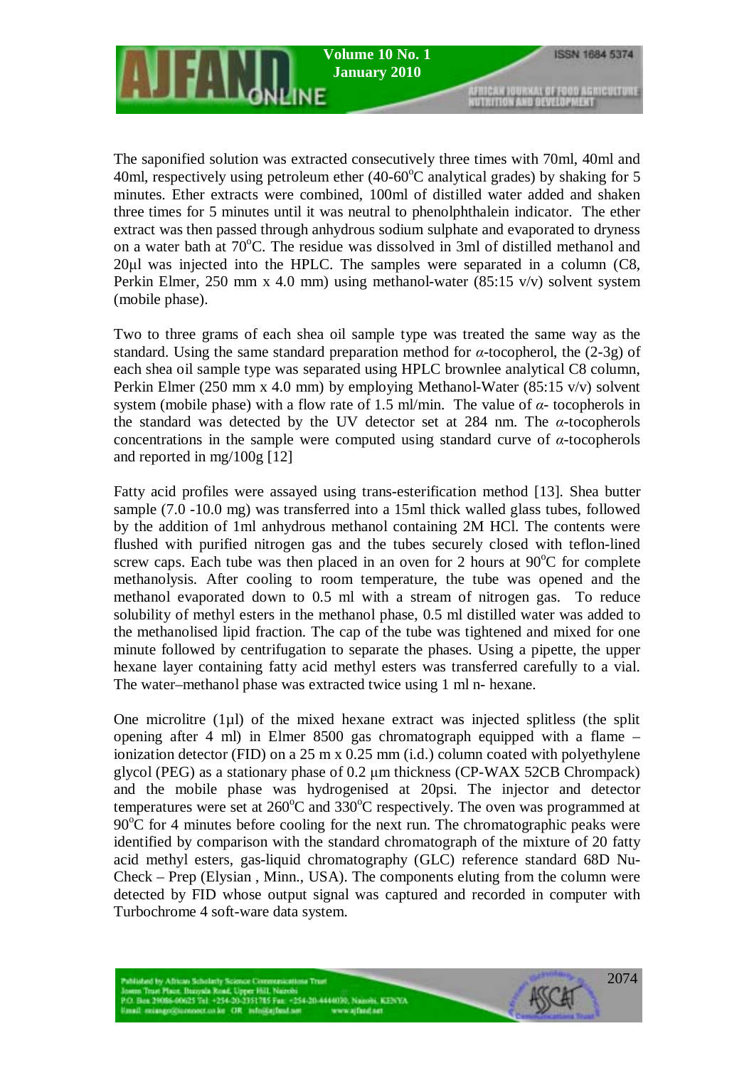The saponified solution was extracted consecutively three times with 70ml, 40ml and 40ml, respectively using petroleum ether (40-60$^o$C analytical grades) by shaking for 5 minutes. Ether extracts were combined, 100ml of distilled water added and shaken three times for 5 minutes until it was neutral to phenolphthalein indicator. The ether extract was then passed through anhydrous sodium sulphate and evaporated to dryness on a water bath at 70$^o$C. The residue was dissolved in 3ml of distilled methanol and 20μl was injected into the HPLC. The samples were separated in a column (C8, Perkin Elmer, 250 mm x 4.0 mm) using methanol-water (85:15 v/v) solvent system (mobile phase).

Two to three grams of each shea oil sample type was treated the same way as the standard. Using the same standard preparation method for *α*-tocopherol, the (2-3g) of each shea oil sample type was separated using HPLC brownlee analytical C8 column, Perkin Elmer (250 mm x 4.0 mm) by employing Methanol-Water (85:15 v/v) solvent system (mobile phase) with a flow rate of 1.5 ml/min. The value of *α*- tocopherols in the standard was detected by the UV detector set at 284 nm. The *α*-tocopherols concentrations in the sample were computed using standard curve of *α*-tocopherols and reported in mg/100g [12]

Fatty acid profiles were assayed using trans-esterification method [13]. Shea butter sample (7.0 -10.0 mg) was transferred into a 15ml thick walled glass tubes, followed by the addition of 1ml anhydrous methanol containing 2M HCl. The contents were flushed with purified nitrogen gas and the tubes securely closed with teflon-lined screw caps. Each tube was then placed in an oven for 2 hours at 90$^o$C for complete methanolysis. After cooling to room temperature, the tube was opened and the methanol evaporated down to 0.5 ml with a stream of nitrogen gas. To reduce solubility of methyl esters in the methanol phase, 0.5 ml distilled water was added to the methanolised lipid fraction. The cap of the tube was tightened and mixed for one minute followed by centrifugation to separate the phases. Using a pipette, the upper hexane layer containing fatty acid methyl esters was transferred carefully to a vial. The water–methanol phase was extracted twice using 1 ml n- hexane.

One microlitre (1µl) of the mixed hexane extract was injected splitless (the split opening after 4 ml) in Elmer 8500 gas chromatograph equipped with a flame –ionization detector (FID) on a 25 m x 0.25 mm (i.d.) column coated with polyethylene glycol (PEG) as a stationary phase of 0.2 μm thickness (CP-WAX 52CB Chrompack) and the mobile phase was hydrogenised at 20psi. The injector and detector temperatures were set at 260$^o$C and 330$^o$C respectively. The oven was programmed at 90$^o$C for 4 minutes before cooling for the next run. The chromatographic peaks were identified by comparison with the standard chromatograph of the mixture of 20 fatty acid methyl esters, gas-liquid chromatography (GLC) reference standard 68D Nu-Check – Prep (Elysian , Minn., USA). The components eluting from the column were detected by FID whose output signal was captured and recorded in computer with Turbochrome 4 soft-ware data system.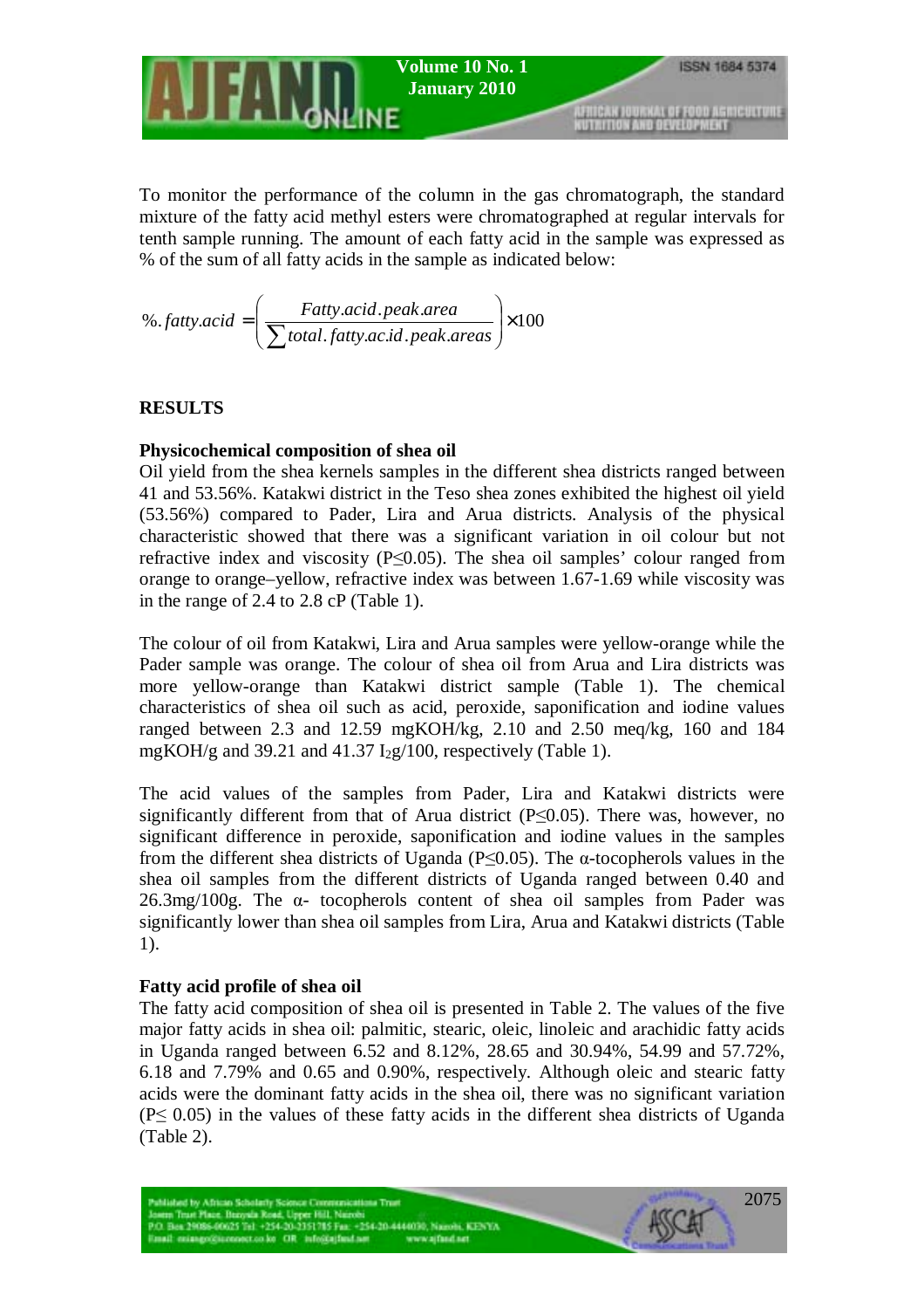To monitor the performance of the column in the gas chromatograph, the standard mixture of the fatty acid methyl esters were chromatographed at regular intervals for tenth sample running. The amount of each fatty acid in the sample was expressed as % of the sum of all fatty acids in the sample as indicated below:

$$\%.fatty.acid = \left( \frac{Fatty.acid.peak.area}{\sum total.fatty.ac.id.peak.areas} \right) \times 100$$

## RESULTS

### Physicochemical composition of shea oil

Oil yield from the shea kernels samples in the different shea districts ranged between 41 and 53.56%. Katakwi district in the Teso shea zones exhibited the highest oil yield (53.56%) compared to Pader, Lira and Arua districts. Analysis of the physical characteristic showed that there was a significant variation in oil colour but not refractive index and viscosity ($P \leq 0.05$). The shea oil samples' colour ranged from orange to orange–yellow, refractive index was between 1.67-1.69 while viscosity was in the range of 2.4 to 2.8 cP (Table 1).

The colour of oil from Katakwi, Lira and Arua samples were yellow-orange while the Pader sample was orange. The colour of shea oil from Arua and Lira districts was more yellow-orange than Katakwi district sample (Table 1). The chemical characteristics of shea oil such as acid, peroxide, saponification and iodine values ranged between 2.3 and 12.59 mgKOH/kg, 2.10 and 2.50 meq/kg, 160 and 184 mgKOH/g and 39.21 and 41.37 $I_2$g/100, respectively (Table 1).

The acid values of the samples from Pader, Lira and Katakwi districts were significantly different from that of Arua district ($P \leq 0.05$). There was, however, no significant difference in peroxide, saponification and iodine values in the samples from the different shea districts of Uganda ($P \leq 0.05$). The α-tocopherols values in the shea oil samples from the different districts of Uganda ranged between 0.40 and 26.3mg/100g. The α- tocopherols content of shea oil samples from Pader was significantly lower than shea oil samples from Lira, Arua and Katakwi districts (Table 1).

### Fatty acid profile of shea oil

The fatty acid composition of shea oil is presented in Table 2. The values of the five major fatty acids in shea oil: palmitic, stearic, oleic, linoleic and arachidic fatty acids in Uganda ranged between 6.52 and 8.12%, 28.65 and 30.94%, 54.99 and 57.72%, 6.18 and 7.79% and 0.65 and 0.90%, respectively. Although oleic and stearic fatty acids were the dominant fatty acids in the shea oil, there was no significant variation ($P \leq 0.05$) in the values of these fatty acids in the different shea districts of Uganda (Table 2).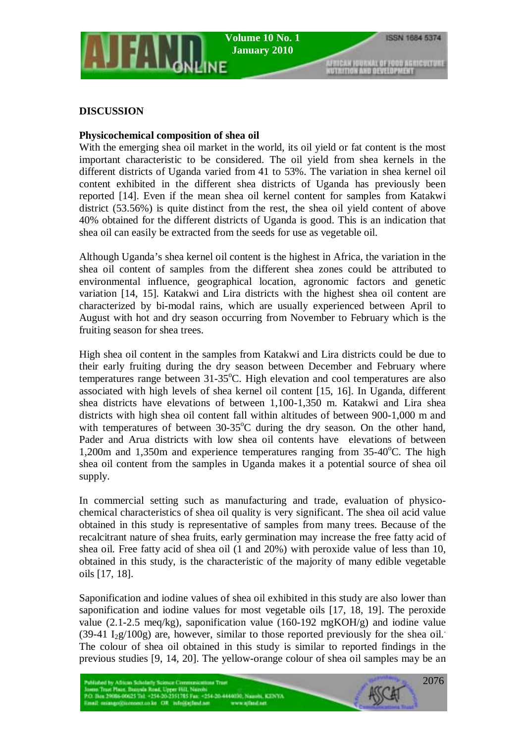## DISCUSSION

### Physicochemical composition of shea oil

With the emerging shea oil market in the world, its oil yield or fat content is the most important characteristic to be considered. The oil yield from shea kernels in the different districts of Uganda varied from 41 to 53%. The variation in shea kernel oil content exhibited in the different shea districts of Uganda has previously been reported [14]. Even if the mean shea oil kernel content for samples from Katakwi district (53.56%) is quite distinct from the rest, the shea oil yield content of above 40% obtained for the different districts of Uganda is good. This is an indication that shea oil can easily be extracted from the seeds for use as vegetable oil.

Although Uganda's shea kernel oil content is the highest in Africa, the variation in the shea oil content of samples from the different shea zones could be attributed to environmental influence, geographical location, agronomic factors and genetic variation [14, 15]. Katakwi and Lira districts with the highest shea oil content are characterized by bi-modal rains, which are usually experienced between April to August with hot and dry season occurring from November to February which is the fruiting season for shea trees.

High shea oil content in the samples from Katakwi and Lira districts could be due to their early fruiting during the dry season between December and February where temperatures range between 31-35°C. High elevation and cool temperatures are also associated with high levels of shea kernel oil content [15, 16]. In Uganda, different shea districts have elevations of between 1,100-1,350 m. Katakwi and Lira shea districts with high shea oil content fall within altitudes of between 900-1,000 m and with temperatures of between 30-35°C during the dry season. On the other hand, Pader and Arua districts with low shea oil contents have elevations of between 1,200m and 1,350m and experience temperatures ranging from 35-40°C. The high shea oil content from the samples in Uganda makes it a potential source of shea oil supply.

In commercial setting such as manufacturing and trade, evaluation of physico-chemical characteristics of shea oil quality is very significant. The shea oil acid value obtained in this study is representative of samples from many trees. Because of the recalcitrant nature of shea fruits, early germination may increase the free fatty acid of shea oil. Free fatty acid of shea oil (1 and 20%) with peroxide value of less than 10, obtained in this study, is the characteristic of the majority of many edible vegetable oils [17, 18].

Saponification and iodine values of shea oil exhibited in this study are also lower than saponification and iodine values for most vegetable oils [17, 18, 19]. The peroxide value (2.1-2.5 meq/kg), saponification value (160-192 mgKOH/g) and iodine value (39-41 $I_2$g/100g) are, however, similar to those reported previously for the shea oil. The colour of shea oil obtained in this study is similar to reported findings in the previous studies [9, 14, 20]. The yellow-orange colour of shea oil samples may be an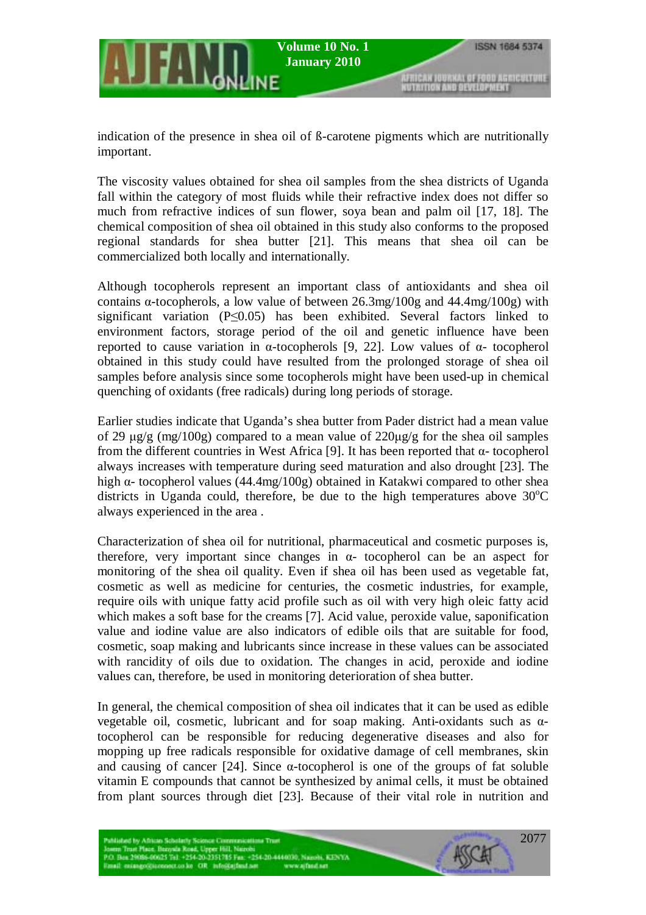indication of the presence in shea oil of ß-carotene pigments which are nutritionally important.

The viscosity values obtained for shea oil samples from the shea districts of Uganda fall within the category of most fluids while their refractive index does not differ so much from refractive indices of sun flower, soya bean and palm oil [17, 18]. The chemical composition of shea oil obtained in this study also conforms to the proposed regional standards for shea butter [21]. This means that shea oil can be commercialized both locally and internationally.

Although tocopherols represent an important class of antioxidants and shea oil contains α-tocopherols, a low value of between 26.3mg/100g and 44.4mg/100g) with significant variation ($P \leq 0.05$) has been exhibited. Several factors linked to environment factors, storage period of the oil and genetic influence have been reported to cause variation in α-tocopherols [9, 22]. Low values of α- tocopherol obtained in this study could have resulted from the prolonged storage of shea oil samples before analysis since some tocopherols might have been used-up in chemical quenching of oxidants (free radicals) during long periods of storage.

Earlier studies indicate that Uganda's shea butter from Pader district had a mean value of 29 µg/g (mg/100g) compared to a mean value of 220µg/g for the shea oil samples from the different countries in West Africa [9]. It has been reported that α- tocopherol always increases with temperature during seed maturation and also drought [23]. The high α- tocopherol values (44.4mg/100g) obtained in Katakwi compared to other shea districts in Uganda could, therefore, be due to the high temperatures above 30°C always experienced in the area .

Characterization of shea oil for nutritional, pharmaceutical and cosmetic purposes is, therefore, very important since changes in α- tocopherol can be an aspect for monitoring of the shea oil quality. Even if shea oil has been used as vegetable fat, cosmetic as well as medicine for centuries, the cosmetic industries, for example, require oils with unique fatty acid profile such as oil with very high oleic fatty acid which makes a soft base for the creams [7]. Acid value, peroxide value, saponification value and iodine value are also indicators of edible oils that are suitable for food, cosmetic, soap making and lubricants since increase in these values can be associated with rancidity of oils due to oxidation. The changes in acid, peroxide and iodine values can, therefore, be used in monitoring deterioration of shea butter.

In general, the chemical composition of shea oil indicates that it can be used as edible vegetable oil, cosmetic, lubricant and for soap making. Anti-oxidants such as α-tocopherol can be responsible for reducing degenerative diseases and also for mopping up free radicals responsible for oxidative damage of cell membranes, skin and causing of cancer [24]. Since α-tocopherol is one of the groups of fat soluble vitamin E compounds that cannot be synthesized by animal cells, it must be obtained from plant sources through diet [23]. Because of their vital role in nutrition and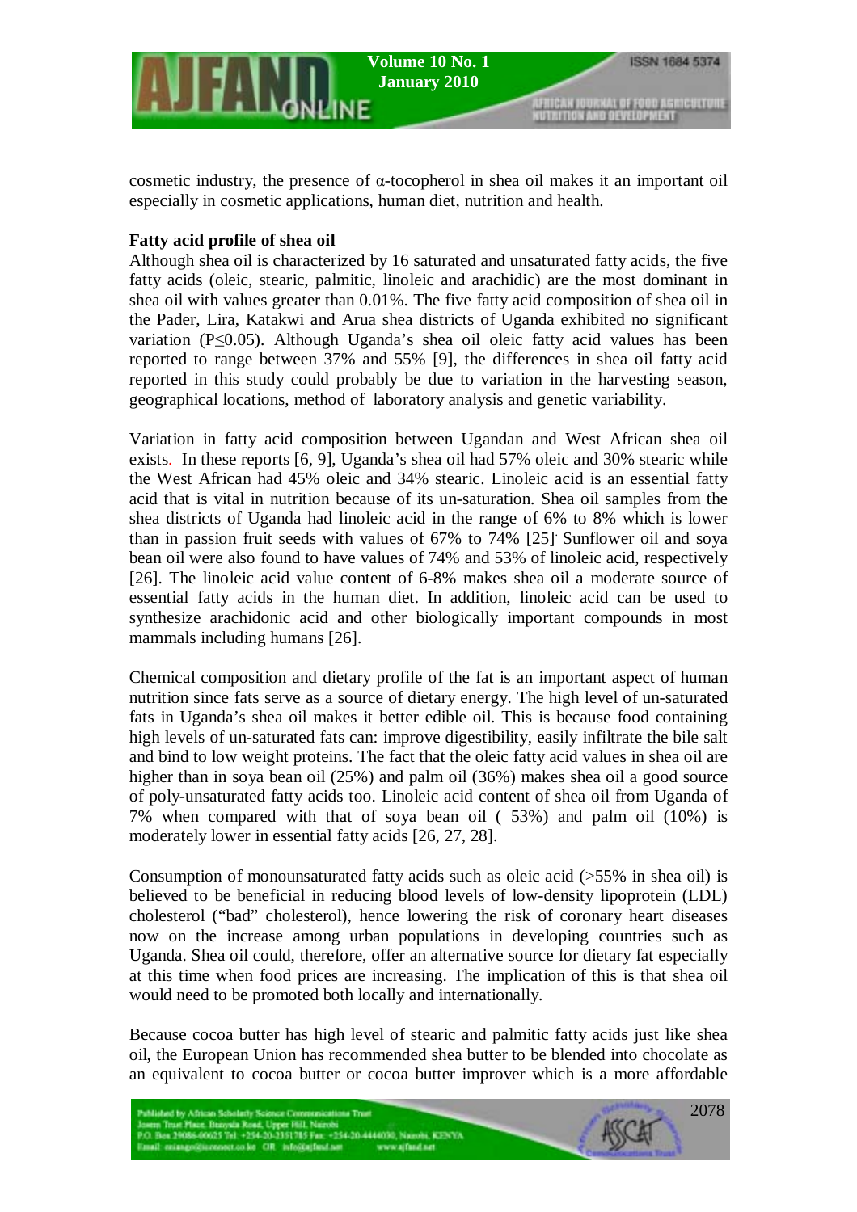cosmetic industry, the presence of α-tocopherol in shea oil makes it an important oil especially in cosmetic applications, human diet, nutrition and health.

**Fatty acid profile of shea oil**

Although shea oil is characterized by 16 saturated and unsaturated fatty acids, the five fatty acids (oleic, stearic, palmitic, linoleic and arachidic) are the most dominant in shea oil with values greater than 0.01%. The five fatty acid composition of shea oil in the Pader, Lira, Katakwi and Arua shea districts of Uganda exhibited no significant variation ($P \leq 0.05$). Although Uganda's shea oil oleic fatty acid values has been reported to range between 37% and 55% [9], the differences in shea oil fatty acid reported in this study could probably be due to variation in the harvesting season, geographical locations, method of laboratory analysis and genetic variability.

Variation in fatty acid composition between Ugandan and West African shea oil exists. In these reports [6, 9], Uganda's shea oil had 57% oleic and 30% stearic while the West African had 45% oleic and 34% stearic. Linoleic acid is an essential fatty acid that is vital in nutrition because of its un-saturation. Shea oil samples from the shea districts of Uganda had linoleic acid in the range of 6% to 8% which is lower than in passion fruit seeds with values of 67% to 74% [25]. Sunflower oil and soya bean oil were also found to have values of 74% and 53% of linoleic acid, respectively [26]. The linoleic acid value content of 6-8% makes shea oil a moderate source of essential fatty acids in the human diet. In addition, linoleic acid can be used to synthesize arachidonic acid and other biologically important compounds in most mammals including humans [26].

Chemical composition and dietary profile of the fat is an important aspect of human nutrition since fats serve as a source of dietary energy. The high level of un-saturated fats in Uganda's shea oil makes it better edible oil. This is because food containing high levels of un-saturated fats can: improve digestibility, easily infiltrate the bile salt and bind to low weight proteins. The fact that the oleic fatty acid values in shea oil are higher than in soya bean oil (25%) and palm oil (36%) makes shea oil a good source of poly-unsaturated fatty acids too. Linoleic acid content of shea oil from Uganda of 7% when compared with that of soya bean oil ( 53%) and palm oil (10%) is moderately lower in essential fatty acids [26, 27, 28].

Consumption of monounsaturated fatty acids such as oleic acid (>55% in shea oil) is believed to be beneficial in reducing blood levels of low-density lipoprotein (LDL) cholesterol ("bad" cholesterol), hence lowering the risk of coronary heart diseases now on the increase among urban populations in developing countries such as Uganda. Shea oil could, therefore, offer an alternative source for dietary fat especially at this time when food prices are increasing. The implication of this is that shea oil would need to be promoted both locally and internationally.

Because cocoa butter has high level of stearic and palmitic fatty acids just like shea oil, the European Union has recommended shea butter to be blended into chocolate as an equivalent to cocoa butter or cocoa butter improver which is a more affordable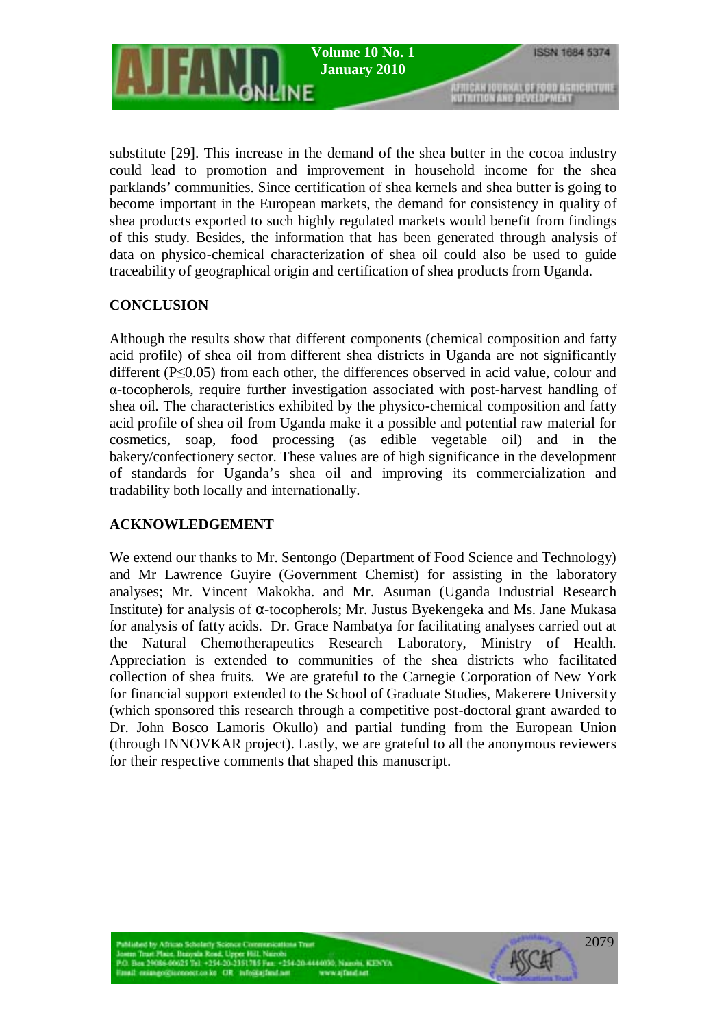substitute [29]. This increase in the demand of the shea butter in the cocoa industry could lead to promotion and improvement in household income for the shea parklands' communities. Since certification of shea kernels and shea butter is going to become important in the European markets, the demand for consistency in quality of shea products exported to such highly regulated markets would benefit from findings of this study. Besides, the information that has been generated through analysis of data on physico-chemical characterization of shea oil could also be used to guide traceability of geographical origin and certification of shea products from Uganda.

## CONCLUSION

Although the results show that different components (chemical composition and fatty acid profile) of shea oil from different shea districts in Uganda are not significantly different ($P \leq 0.05$) from each other, the differences observed in acid value, colour and α-tocopherols, require further investigation associated with post-harvest handling of shea oil. The characteristics exhibited by the physico-chemical composition and fatty acid profile of shea oil from Uganda make it a possible and potential raw material for cosmetics, soap, food processing (as edible vegetable oil) and in the bakery/confectionery sector. These values are of high significance in the development of standards for Uganda's shea oil and improving its commercialization and tradability both locally and internationally.

## ACKNOWLEDGEMENT

We extend our thanks to Mr. Sentongo (Department of Food Science and Technology) and Mr Lawrence Guyire (Government Chemist) for assisting in the laboratory analyses; Mr. Vincent Makokha. and Mr. Asuman (Uganda Industrial Research Institute) for analysis of α-tocopherols; Mr. Justus Byekengeka and Ms. Jane Mukasa for analysis of fatty acids. Dr. Grace Nambatya for facilitating analyses carried out at the Natural Chemotherapeutics Research Laboratory, Ministry of Health. Appreciation is extended to communities of the shea districts who facilitated collection of shea fruits. We are grateful to the Carnegie Corporation of New York for financial support extended to the School of Graduate Studies, Makerere University (which sponsored this research through a competitive post-doctoral grant awarded to Dr. John Bosco Lamoris Okullo) and partial funding from the European Union (through INNOVKAR project). Lastly, we are grateful to all the anonymous reviewers for their respective comments that shaped this manuscript.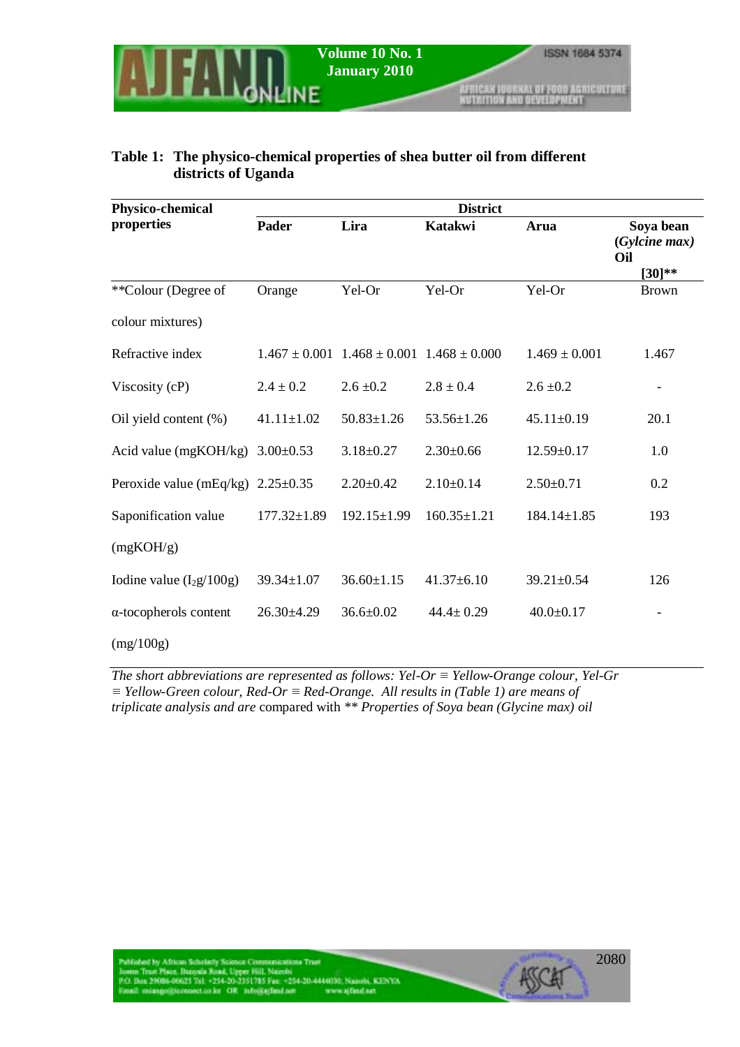**Table 1: The physico-chemical properties of shea butter oil from different districts of Uganda**

| Physico-chemical properties | District | | | | |
|---|---|---|---|---|---|
| | Pader | Lira | Katakwi | Arua | Soya bean (*Gylcine max*) Oil [30]** |
| **Colour (Degree of colour mixtures) | Orange | Yel-Or | Yel-Or | Yel-Or | Brown |
| Refractive index | 1.467 ± 0.001 | 1.468 ± 0.001 | 1.468 ± 0.000 | 1.469 ± 0.001 | 1.467 |
| Viscosity (cP) | 2.4 ± 0.2 | 2.6 ±0.2 | 2.8 ± 0.4 | 2.6 ±0.2 | - |
| Oil yield content (%) | 41.11±1.02 | 50.83±1.26 | 53.56±1.26 | 45.11±0.19 | 20.1 |
| Acid value (mgKOH/kg) | 3.00±0.53 | 3.18±0.27 | 2.30±0.66 | 12.59±0.17 | 1.0 |
| Peroxide value (mEq/kg) | 2.25±0.35 | 2.20±0.42 | 2.10±0.14 | 2.50±0.71 | 0.2 |
| Saponification value (mgKOH/g) | 177.32±1.89 | 192.15±1.99 | 160.35±1.21 | 184.14±1.85 | 193 |
| Iodine value ($I_2$g/100g) | 39.34±1.07 | 36.60±1.15 | 41.37±6.10 | 39.21±0.54 | 126 |
| α-tocopherols content (mg/100g) | 26.30±4.29 | 36.6±0.02 | 44.4± 0.29 | 40.0±0.17 | - |

*The short abbreviations are represented as follows: Yel-Or ≡ Yellow-Orange colour, Yel-Gr ≡ Yellow-Green colour, Red-Or ≡ Red-Orange. All results in (Table 1) are means of triplicate analysis and are* compared with *** Properties of Soya bean (Glycine max) oil*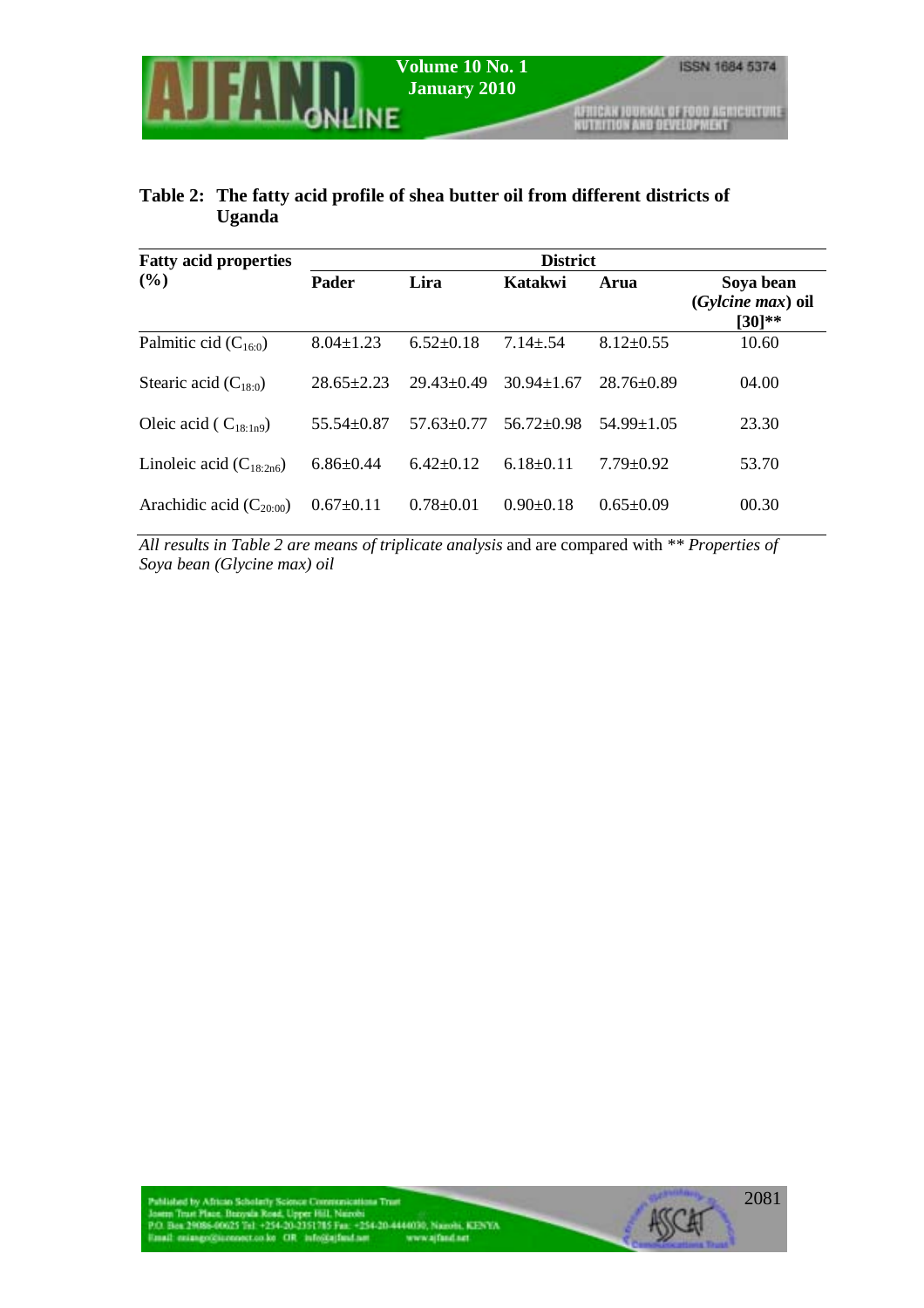**Table 2: The fatty acid profile of shea butter oil from different districts of Uganda**

| Fatty acid properties (%) | District | | | | |
|---|---|---|---|---|---|
| | **Pader** | **Lira** | **Katakwi** | **Arua** | **Soya bean (*Gylcine max*) oil [30]**** |
| Palmitic cid ($C_{16:0}$) | 8.04±1.23 | 6.52±0.18 | 7.14±.54 | 8.12±0.55 | 10.60 |
| Stearic acid ($C_{18:0}$) | 28.65±2.23 | 29.43±0.49 | 30.94±1.67 | 28.76±0.89 | 04.00 |
| Oleic acid ( $C_{18:1n9}$) | 55.54±0.87 | 57.63±0.77 | 56.72±0.98 | 54.99±1.05 | 23.30 |
| Linoleic acid ($C_{18:2n6}$) | 6.86±0.44 | 6.42±0.12 | 6.18±0.11 | 7.79±0.92 | 53.70 |
| Arachidic acid ($C_{20:00}$) | 0.67±0.11 | 0.78±0.01 | 0.90±0.18 | 0.65±0.09 | 00.30 |

*All results in Table 2 are means of triplicate analysis* and are compared with ** *Properties of Soya bean (Glycine max) oil*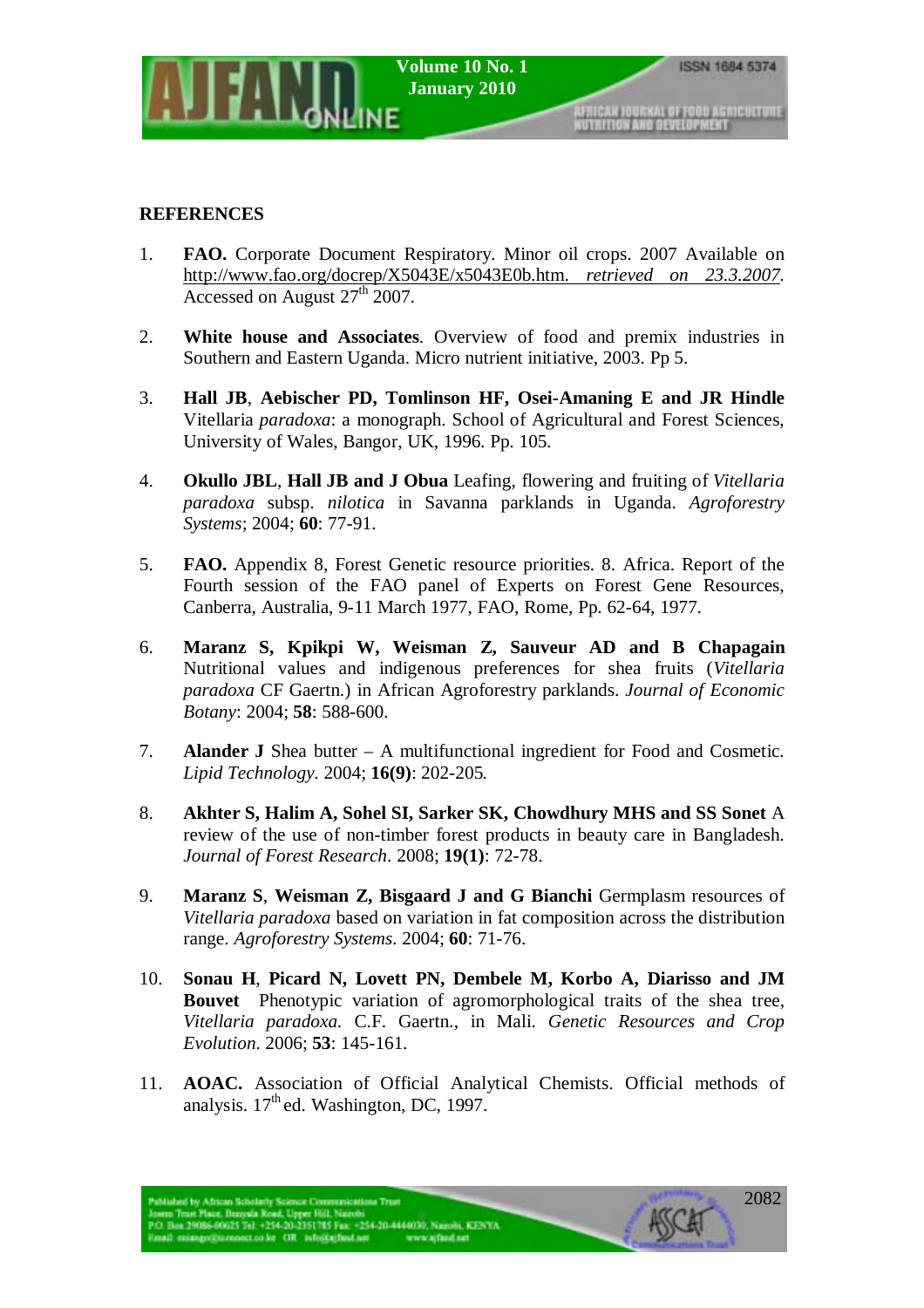## REFERENCES

1. **FAO.** Corporate Document Respiratory. Minor oil crops. 2007 Available on http://www.fao.org/docrep/X5043E/x5043E0b.htm. *retrieved on 23.3.2007*. Accessed on August 27th 2007.

2. **White house and Associates**. Overview of food and premix industries in Southern and Eastern Uganda. Micro nutrient initiative, 2003. Pp 5.

3. **Hall JB**, **Aebischer PD, Tomlinson HF, Osei-Amaning E and JR Hindle** Vitellaria *paradoxa*: a monograph. School of Agricultural and Forest Sciences, University of Wales, Bangor, UK, 1996. Pp. 105.

4. **Okullo JBL**, **Hall JB and J Obua** Leafing, flowering and fruiting of *Vitellaria paradoxa* subsp. *nilotica* in Savanna parklands in Uganda. *Agroforestry Systems*; 2004; **60**: 77-91.

5. **FAO.** Appendix 8, Forest Genetic resource priorities. 8. Africa. Report of the Fourth session of the FAO panel of Experts on Forest Gene Resources, Canberra, Australia, 9-11 March 1977, FAO, Rome, Pp. 62-64, 1977.

6. **Maranz S, Kpikpi W, Weisman Z, Sauveur AD and B Chapagain** Nutritional values and indigenous preferences for shea fruits (*Vitellaria paradoxa* CF Gaertn.) in African Agroforestry parklands. *Journal of Economic Botany*: 2004; **58**: 588-600.

7. **Alander J** Shea butter – A multifunctional ingredient for Food and Cosmetic. *Lipid Technology*. 2004; **16(9)**: 202-205.

8. **Akhter S, Halim A, Sohel SI, Sarker SK, Chowdhury MHS and SS Sonet** A review of the use of non-timber forest products in beauty care in Bangladesh. *Journal of Forest Research*. 2008; **19(1)**: 72-78.

9. **Maranz S**, **Weisman Z, Bisgaard J and G Bianchi** Germplasm resources of *Vitellaria paradoxa* based on variation in fat composition across the distribution range. *Agroforestry Systems*. 2004; **60**: 71-76.

10. **Sonau H**, **Picard N, Lovett PN, Dembele M, Korbo A, Diarisso and JM Bouvet** Phenotypic variation of agromorphological traits of the shea tree, *Vitellaria paradoxa*. C.F. Gaertn., in Mali. *Genetic Resources and Crop Evolution*. 2006; **53**: 145-161.

11. **AOAC.** Association of Official Analytical Chemists. Official methods of analysis. 17th ed. Washington, DC, 1997.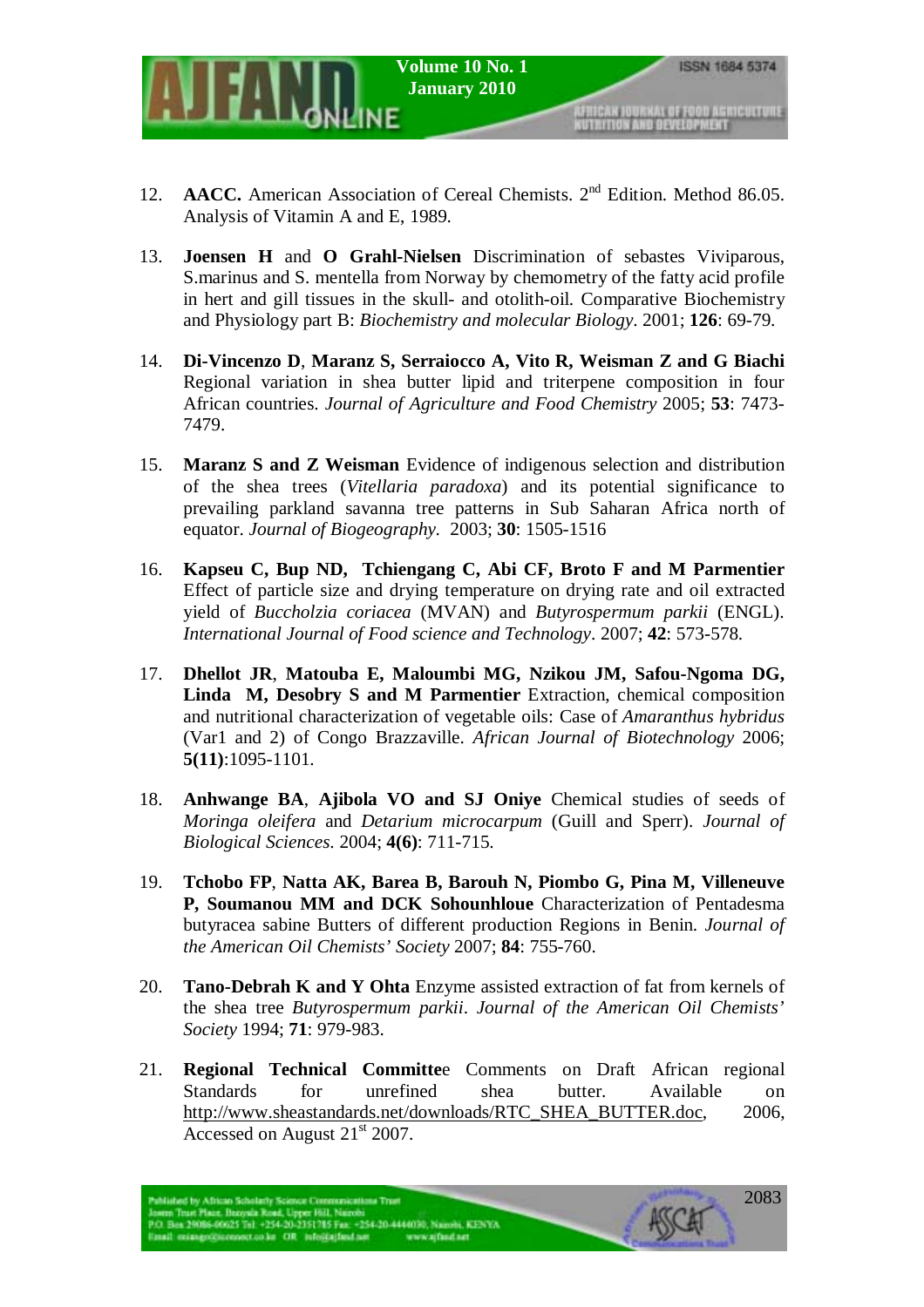12. **AACC.** American Association of Cereal Chemists. 2nd Edition. Method 86.05. Analysis of Vitamin A and E, 1989.

13. **Joensen H** and **O Grahl-Nielsen** Discrimination of sebastes Viviparous, S.marinus and S. mentella from Norway by chemometry of the fatty acid profile in hert and gill tissues in the skull- and otolith-oil. Comparative Biochemistry and Physiology part B: *Biochemistry and molecular Biology*. 2001; **126**: 69-79.

14. **Di-Vincenzo D**, **Maranz S, Serraiocco A, Vito R, Weisman Z and G Biachi** Regional variation in shea butter lipid and triterpene composition in four African countries. *Journal of Agriculture and Food Chemistry* 2005; **53**: 7473-7479.

15. **Maranz S and Z Weisman** Evidence of indigenous selection and distribution of the shea trees (*Vitellaria paradoxa*) and its potential significance to prevailing parkland savanna tree patterns in Sub Saharan Africa north of equator. *Journal of Biogeography.* 2003; **30**: 1505-1516

16. **Kapseu C, Bup ND, Tchiengang C, Abi CF, Broto F and M Parmentier** Effect of particle size and drying temperature on drying rate and oil extracted yield of *Buccholzia coriacea* (MVAN) and *Butyrospermum parkii* (ENGL). *International Journal of Food science and Technology*. 2007; **42**: 573-578.

17. **Dhellot JR**, **Matouba E, Maloumbi MG, Nzikou JM, Safou-Ngoma DG, Linda M, Desobry S and M Parmentier** Extraction, chemical composition and nutritional characterization of vegetable oils: Case of *Amaranthus hybridus* (Var1 and 2) of Congo Brazzaville. *African Journal of Biotechnology* 2006; **5(11)**:1095-1101.

18. **Anhwange BA**, **Ajibola VO and SJ Oniye** Chemical studies of seeds of *Moringa oleifera* and *Detarium microcarpum* (Guill and Sperr). *Journal of Biological Sciences*. 2004; **4(6)**: 711-715.

19. **Tchobo FP**, **Natta AK, Barea B, Barouh N, Piombo G, Pina M, Villeneuve P, Soumanou MM and DCK Sohounhloue** Characterization of Pentadesma butyracea sabine Butters of different production Regions in Benin. *Journal of the American Oil Chemists' Society* 2007; **84**: 755-760.

20. **Tano-Debrah K and Y Ohta** Enzyme assisted extraction of fat from kernels of the shea tree *Butyrospermum parkii*. *Journal of the American Oil Chemists' Society* 1994; **71**: 979-983.

21. **Regional Technical Committe**e Comments on Draft African regional Standards for unrefined shea butter. Available on http://www.sheastandards.net/downloads/RTC_SHEA_BUTTER.doc, 2006, Accessed on August 21st 2007.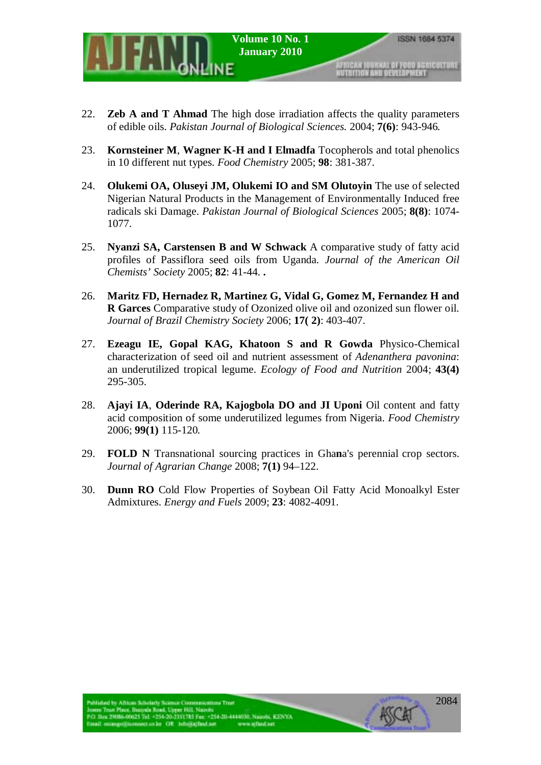22. **Zeb A and T Ahmad** The high dose irradiation affects the quality parameters of edible oils. *Pakistan Journal of Biological Sciences.* 2004; **7(6)**: 943-946.

23. **Kornsteiner M**, **Wagner K-H and I Elmadfa** Tocopherols and total phenolics in 10 different nut types. *Food Chemistry* 2005; **98**: 381-387.

24. **Olukemi OA, Oluseyi JM, Olukemi IO and SM Olutoyin** The use of selected Nigerian Natural Products in the Management of Environmentally Induced free radicals ski Damage. *Pakistan Journal of Biological Sciences* 2005; **8(8)**: 1074-1077.

25. **Nyanzi SA, Carstensen B and W Schwack** A comparative study of fatty acid profiles of Passiflora seed oils from Uganda. *Journal of the American Oil Chemists' Society* 2005; **82**: 41-44. **.**

26. **Maritz FD, Hernadez R, Martinez G, Vidal G, Gomez M, Fernandez H and R Garces** Comparative study of Ozonized olive oil and ozonized sun flower oil. *Journal of Brazil Chemistry Society* 2006; **17( 2)**: 403-407.

27. **Ezeagu IE, Gopal KAG, Khatoon S and R Gowda** Physico-Chemical characterization of seed oil and nutrient assessment of *Adenanthera pavonina*: an underutilized tropical legume. *Ecology of Food and Nutrition* 2004; **43(4)** 295-305.

28. **Ajayi IA**, **Oderinde RA, Kajogbola DO and JI Uponi** Oil content and fatty acid composition of some underutilized legumes from Nigeria. *Food Chemistry* 2006; **99(1)** 115-120.

29. **FOLD N** Transnational sourcing practices in Ghana's perennial crop sectors. *Journal of Agrarian Change* 2008; **7(1)** 94–122.

30. **Dunn RO** Cold Flow Properties of Soybean Oil Fatty Acid Monoalkyl Ester Admixtures. *Energy and Fuels* 2009; **23**: 4082-4091.